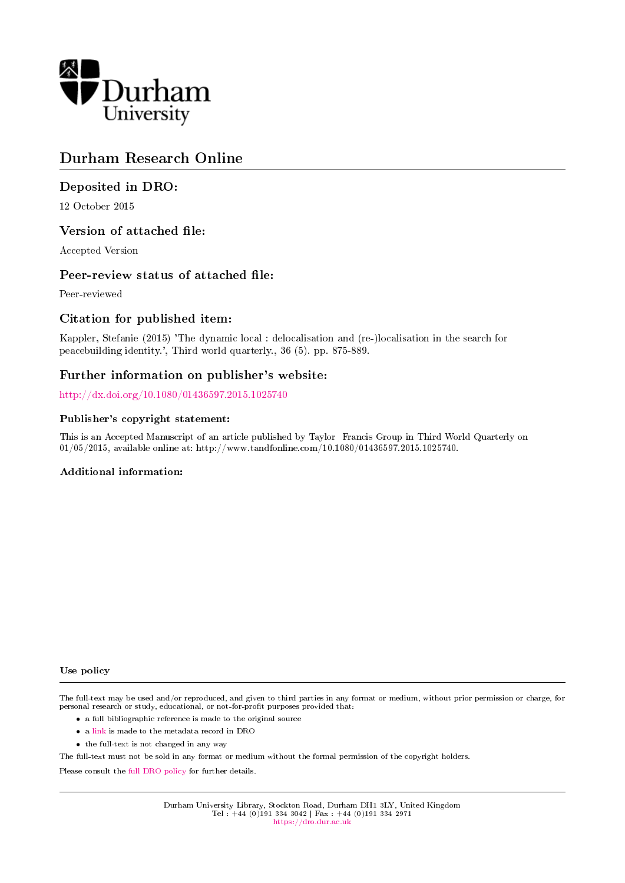Durham University

# Durham Research Online

## Deposited in DRO:

12 October 2015

## Version of attached file:

Accepted Version

## Peer-review status of attached file:

Peer-reviewed

## Citation for published item:

Kappler, Stefanie (2015) 'The dynamic local : delocalisation and (re-)localisation in the search for peacebuilding identity.', Third world quarterly., 36 (5). pp. 875-889.

## Further information on publisher's website:

http://dx.doi.org/10.1080/01436597.2015.1025740

### Publisher's copyright statement:

This is an Accepted Manuscript of an article published by Taylor Francis Group in Third World Quarterly on 01/05/2015, available online at: http://www.tandfonline.com/10.1080/01436597.2015.1025740.

### Additional information:

#### Use policy

The full-text may be used and/or reproduced, and given to third parties in any format or medium, without prior permission or charge, for personal research or study, educational, or not-for-profit purposes provided that:

- a full bibliographic reference is made to the original source
- a link is made to the metadata record in DRO
- the full-text is not changed in any way

The full-text must not be sold in any format or medium without the formal permission of the copyright holders.

Please consult the full DRO policy for further details.

Durham University Library, Stockton Road, Durham DH1 3LY, United Kingdom
Tel : +44 (0)191 334 3042 | Fax : +44 (0)191 334 2971
https://dro.dur.ac.uk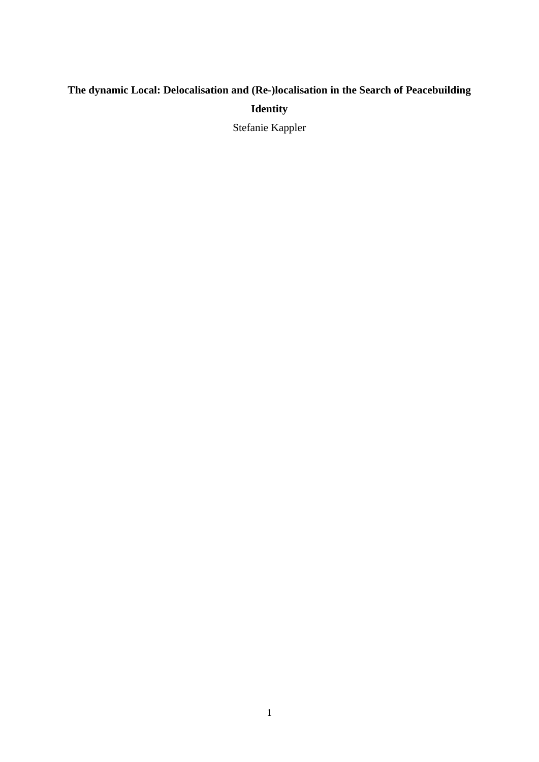**The dynamic Local: Delocalisation and (Re-)localisation in the Search of Peacebuilding Identity**

Stefanie Kappler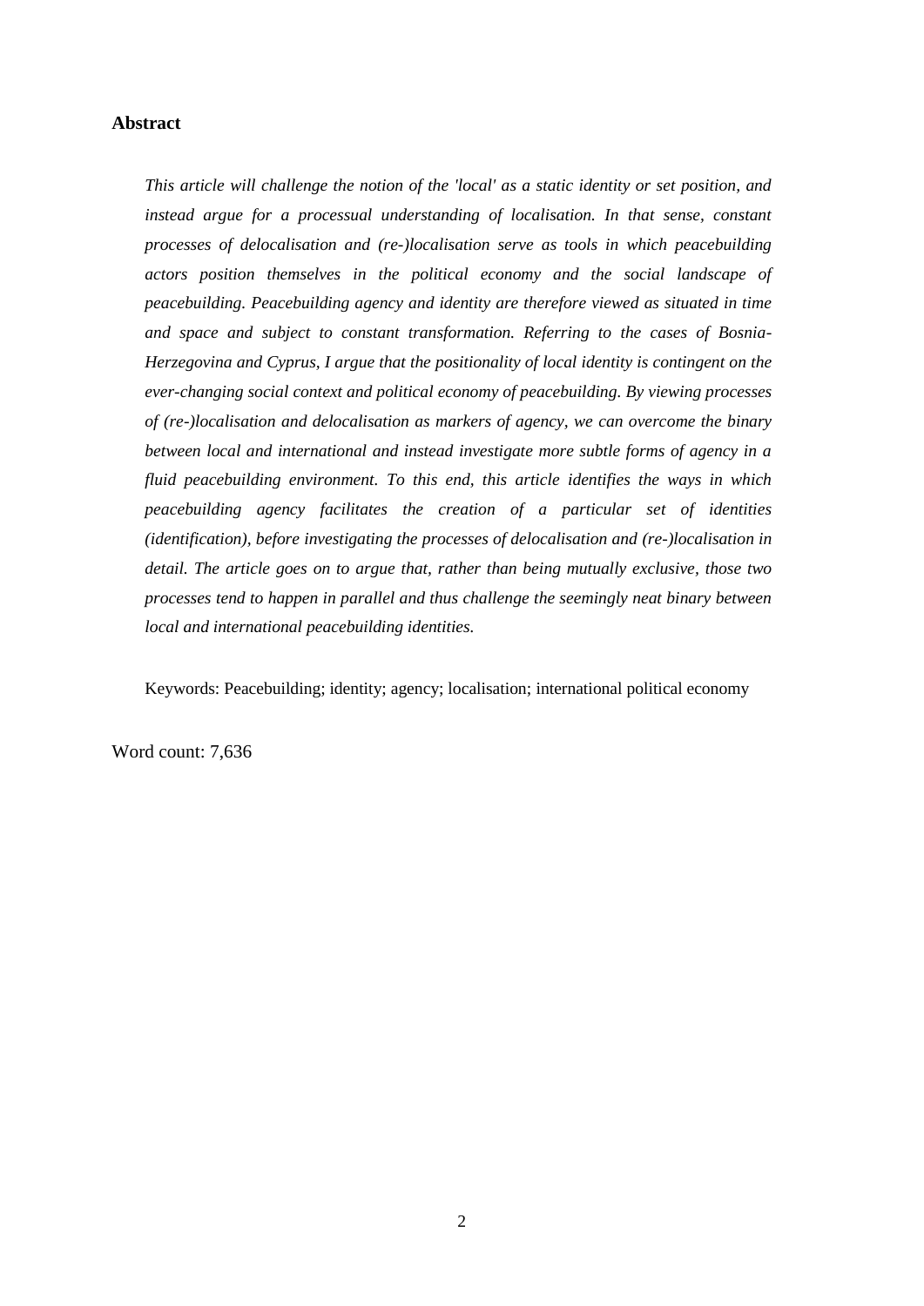## Abstract

*This article will challenge the notion of the 'local' as a static identity or set position, and instead argue for a processual understanding of localisation. In that sense, constant processes of delocalisation and (re-)localisation serve as tools in which peacebuilding actors position themselves in the political economy and the social landscape of peacebuilding. Peacebuilding agency and identity are therefore viewed as situated in time and space and subject to constant transformation. Referring to the cases of Bosnia-Herzegovina and Cyprus, I argue that the positionality of local identity is contingent on the ever-changing social context and political economy of peacebuilding. By viewing processes of (re-)localisation and delocalisation as markers of agency, we can overcome the binary between local and international and instead investigate more subtle forms of agency in a fluid peacebuilding environment. To this end, this article identifies the ways in which peacebuilding agency facilitates the creation of a particular set of identities (identification), before investigating the processes of delocalisation and (re-)localisation in detail. The article goes on to argue that, rather than being mutually exclusive, those two processes tend to happen in parallel and thus challenge the seemingly neat binary between local and international peacebuilding identities.*

Keywords: Peacebuilding; identity; agency; localisation; international political economy

Word count: 7,636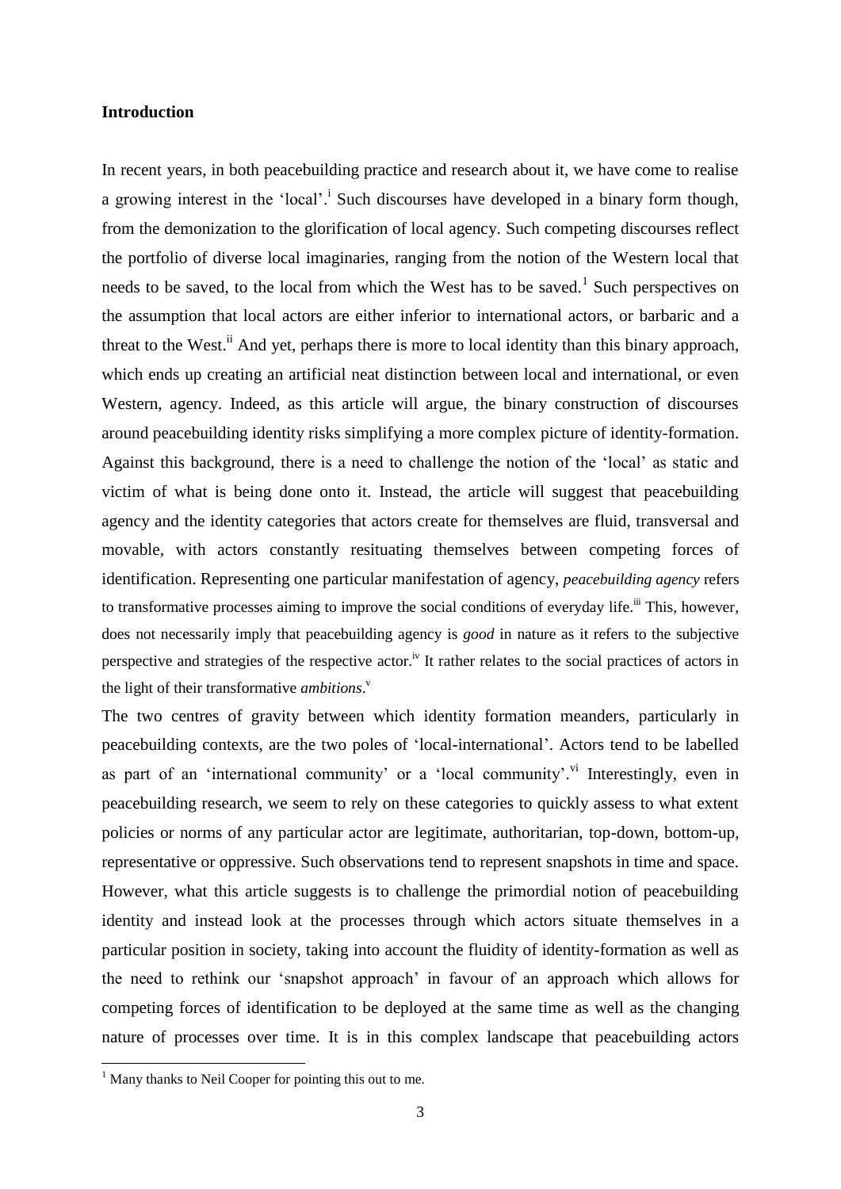**Introduction**

In recent years, in both peacebuilding practice and research about it, we have come to realise a growing interest in the 'local'.[i] Such discourses have developed in a binary form though, from the demonization to the glorification of local agency. Such competing discourses reflect the portfolio of diverse local imaginaries, ranging from the notion of the Western local that needs to be saved, to the local from which the West has to be saved.[1] Such perspectives on the assumption that local actors are either inferior to international actors, or barbaric and a threat to the West.[ii] And yet, perhaps there is more to local identity than this binary approach, which ends up creating an artificial neat distinction between local and international, or even Western, agency. Indeed, as this article will argue, the binary construction of discourses around peacebuilding identity risks simplifying a more complex picture of identity-formation. Against this background, there is a need to challenge the notion of the 'local' as static and victim of what is being done onto it. Instead, the article will suggest that peacebuilding agency and the identity categories that actors create for themselves are fluid, transversal and movable, with actors constantly resituating themselves between competing forces of identification. Representing one particular manifestation of agency, *peacebuilding agency* refers to transformative processes aiming to improve the social conditions of everyday life.[iii] This, however, does not necessarily imply that peacebuilding agency is *good* in nature as it refers to the subjective perspective and strategies of the respective actor.[iv] It rather relates to the social practices of actors in the light of their transformative *ambitions*.[v]

The two centres of gravity between which identity formation meanders, particularly in peacebuilding contexts, are the two poles of 'local-international'. Actors tend to be labelled as part of an 'international community' or a 'local community'.[vi] Interestingly, even in peacebuilding research, we seem to rely on these categories to quickly assess to what extent policies or norms of any particular actor are legitimate, authoritarian, top-down, bottom-up, representative or oppressive. Such observations tend to represent snapshots in time and space. However, what this article suggests is to challenge the primordial notion of peacebuilding identity and instead look at the processes through which actors situate themselves in a particular position in society, taking into account the fluidity of identity-formation as well as the need to rethink our 'snapshot approach' in favour of an approach which allows for competing forces of identification to be deployed at the same time as well as the changing nature of processes over time. It is in this complex landscape that peacebuilding actors

[1] Many thanks to Neil Cooper for pointing this out to me.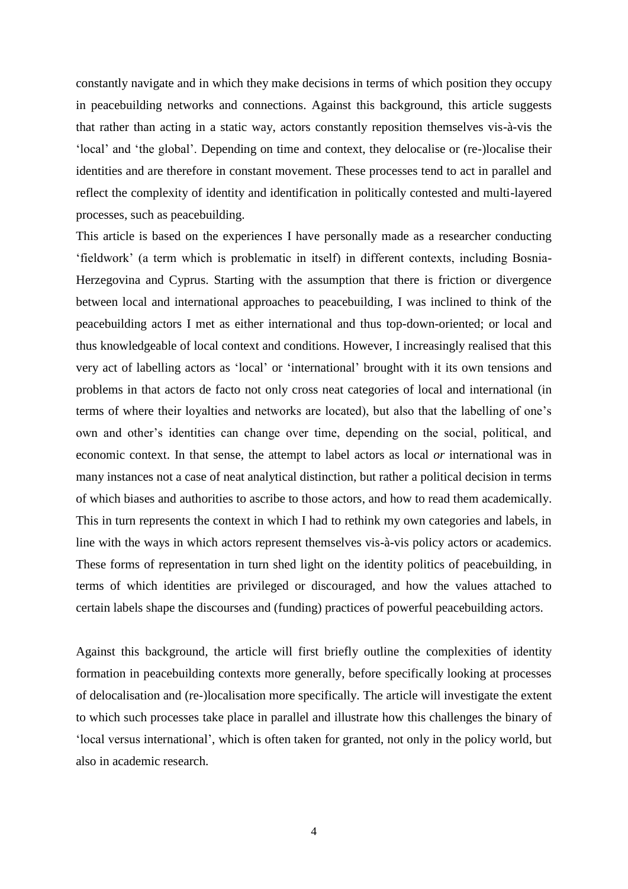constantly navigate and in which they make decisions in terms of which position they occupy in peacebuilding networks and connections. Against this background, this article suggests that rather than acting in a static way, actors constantly reposition themselves vis-à-vis the 'local' and 'the global'. Depending on time and context, they delocalise or (re-)localise their identities and are therefore in constant movement. These processes tend to act in parallel and reflect the complexity of identity and identification in politically contested and multi-layered processes, such as peacebuilding.

This article is based on the experiences I have personally made as a researcher conducting 'fieldwork' (a term which is problematic in itself) in different contexts, including Bosnia-Herzegovina and Cyprus. Starting with the assumption that there is friction or divergence between local and international approaches to peacebuilding, I was inclined to think of the peacebuilding actors I met as either international and thus top-down-oriented; or local and thus knowledgeable of local context and conditions. However, I increasingly realised that this very act of labelling actors as 'local' or 'international' brought with it its own tensions and problems in that actors de facto not only cross neat categories of local and international (in terms of where their loyalties and networks are located), but also that the labelling of one's own and other's identities can change over time, depending on the social, political, and economic context. In that sense, the attempt to label actors as local *or* international was in many instances not a case of neat analytical distinction, but rather a political decision in terms of which biases and authorities to ascribe to those actors, and how to read them academically. This in turn represents the context in which I had to rethink my own categories and labels, in line with the ways in which actors represent themselves vis-à-vis policy actors or academics. These forms of representation in turn shed light on the identity politics of peacebuilding, in terms of which identities are privileged or discouraged, and how the values attached to certain labels shape the discourses and (funding) practices of powerful peacebuilding actors.

Against this background, the article will first briefly outline the complexities of identity formation in peacebuilding contexts more generally, before specifically looking at processes of delocalisation and (re-)localisation more specifically. The article will investigate the extent to which such processes take place in parallel and illustrate how this challenges the binary of 'local versus international', which is often taken for granted, not only in the policy world, but also in academic research.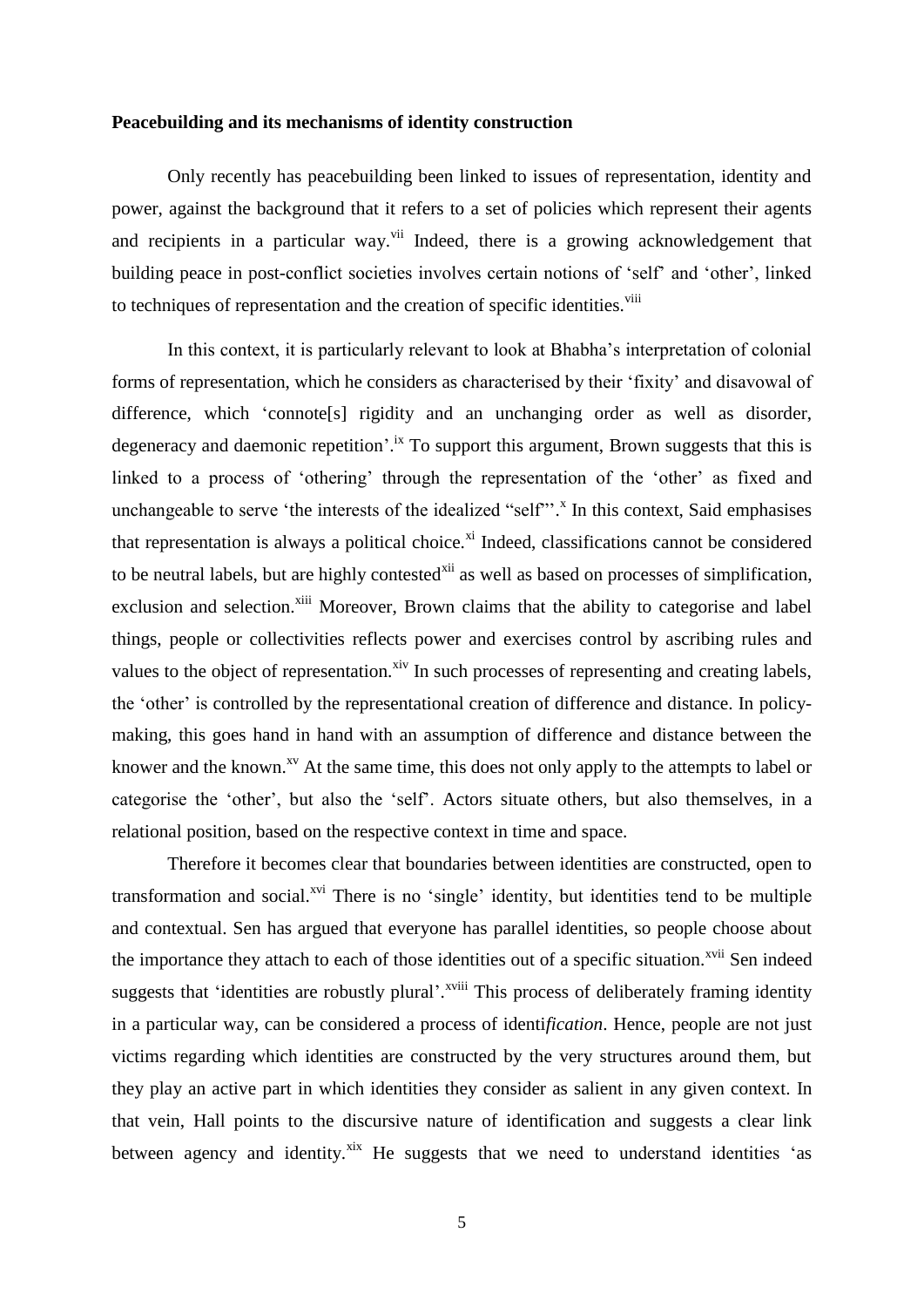**Peacebuilding and its mechanisms of identity construction**

Only recently has peacebuilding been linked to issues of representation, identity and power, against the background that it refers to a set of policies which represent their agents and recipients in a particular way.[vii] Indeed, there is a growing acknowledgement that building peace in post-conflict societies involves certain notions of 'self' and 'other', linked to techniques of representation and the creation of specific identities.[viii]

In this context, it is particularly relevant to look at Bhabha's interpretation of colonial forms of representation, which he considers as characterised by their 'fixity' and disavowal of difference, which 'connote[s] rigidity and an unchanging order as well as disorder, degeneracy and daemonic repetition'.[ix] To support this argument, Brown suggests that this is linked to a process of 'othering' through the representation of the 'other' as fixed and unchangeable to serve 'the interests of the idealized "self"'.[x] In this context, Said emphasises that representation is always a political choice.[xi] Indeed, classifications cannot be considered to be neutral labels, but are highly contested[xii] as well as based on processes of simplification, exclusion and selection.[xiii] Moreover, Brown claims that the ability to categorise and label things, people or collectivities reflects power and exercises control by ascribing rules and values to the object of representation.[xiv] In such processes of representing and creating labels, the 'other' is controlled by the representational creation of difference and distance. In policy-making, this goes hand in hand with an assumption of difference and distance between the knower and the known.[xv] At the same time, this does not only apply to the attempts to label or categorise the 'other', but also the 'self'. Actors situate others, but also themselves, in a relational position, based on the respective context in time and space.

Therefore it becomes clear that boundaries between identities are constructed, open to transformation and social.[xvi] There is no 'single' identity, but identities tend to be multiple and contextual. Sen has argued that everyone has parallel identities, so people choose about the importance they attach to each of those identities out of a specific situation.[xvii] Sen indeed suggests that 'identities are robustly plural'.[xviii] This process of deliberately framing identity in a particular way, can be considered a process of identi*fication*. Hence, people are not just victims regarding which identities are constructed by the very structures around them, but they play an active part in which identities they consider as salient in any given context. In that vein, Hall points to the discursive nature of identification and suggests a clear link between agency and identity.[xix] He suggests that we need to understand identities 'as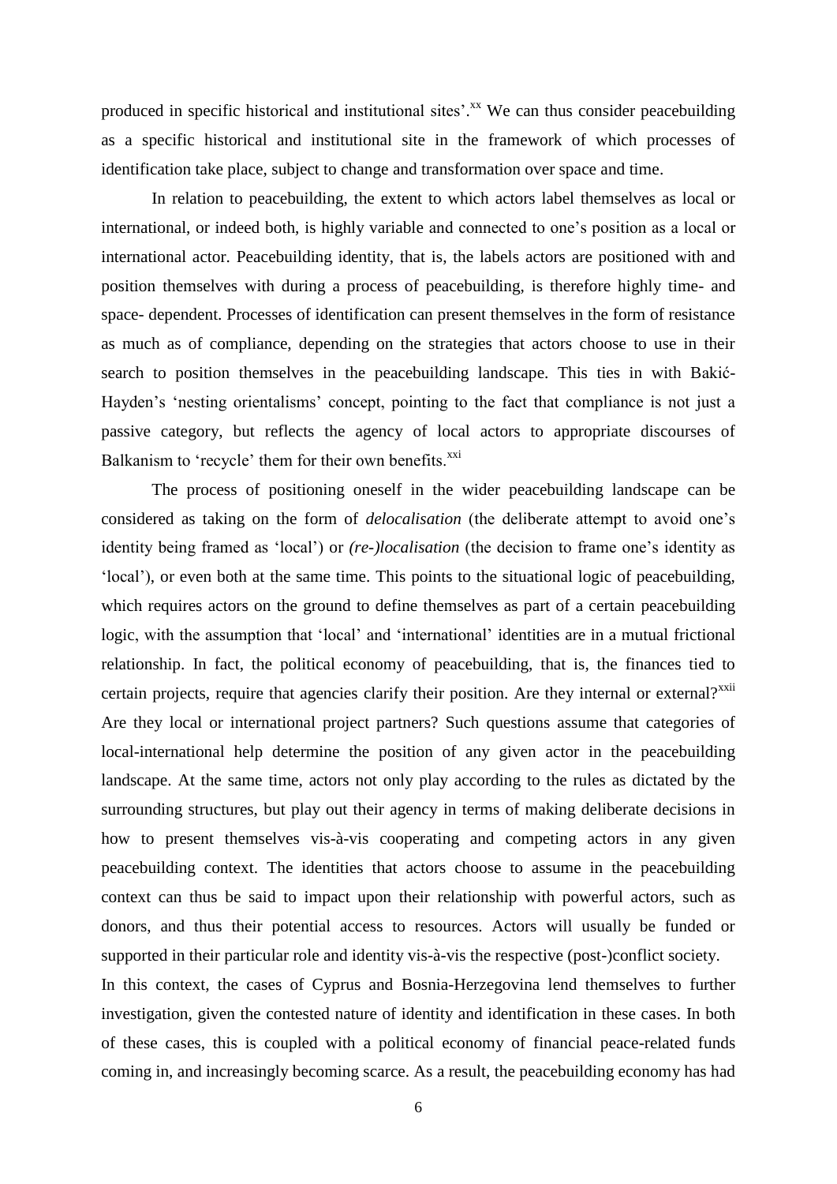produced in specific historical and institutional sites'.[xx] We can thus consider peacebuilding as a specific historical and institutional site in the framework of which processes of identification take place, subject to change and transformation over space and time.

In relation to peacebuilding, the extent to which actors label themselves as local or international, or indeed both, is highly variable and connected to one's position as a local or international actor. Peacebuilding identity, that is, the labels actors are positioned with and position themselves with during a process of peacebuilding, is therefore highly time- and space- dependent. Processes of identification can present themselves in the form of resistance as much as of compliance, depending on the strategies that actors choose to use in their search to position themselves in the peacebuilding landscape. This ties in with Bakić-Hayden's 'nesting orientalisms' concept, pointing to the fact that compliance is not just a passive category, but reflects the agency of local actors to appropriate discourses of Balkanism to 'recycle' them for their own benefits.[xxi]

The process of positioning oneself in the wider peacebuilding landscape can be considered as taking on the form of *delocalisation* (the deliberate attempt to avoid one's identity being framed as 'local') or *(re-)localisation* (the decision to frame one's identity as 'local'), or even both at the same time. This points to the situational logic of peacebuilding, which requires actors on the ground to define themselves as part of a certain peacebuilding logic, with the assumption that 'local' and 'international' identities are in a mutual frictional relationship. In fact, the political economy of peacebuilding, that is, the finances tied to certain projects, require that agencies clarify their position. Are they internal or external?[xxii] Are they local or international project partners? Such questions assume that categories of local-international help determine the position of any given actor in the peacebuilding landscape. At the same time, actors not only play according to the rules as dictated by the surrounding structures, but play out their agency in terms of making deliberate decisions in how to present themselves vis-à-vis cooperating and competing actors in any given peacebuilding context. The identities that actors choose to assume in the peacebuilding context can thus be said to impact upon their relationship with powerful actors, such as donors, and thus their potential access to resources. Actors will usually be funded or supported in their particular role and identity vis-à-vis the respective (post-)conflict society.

In this context, the cases of Cyprus and Bosnia-Herzegovina lend themselves to further investigation, given the contested nature of identity and identification in these cases. In both of these cases, this is coupled with a political economy of financial peace-related funds coming in, and increasingly becoming scarce. As a result, the peacebuilding economy has had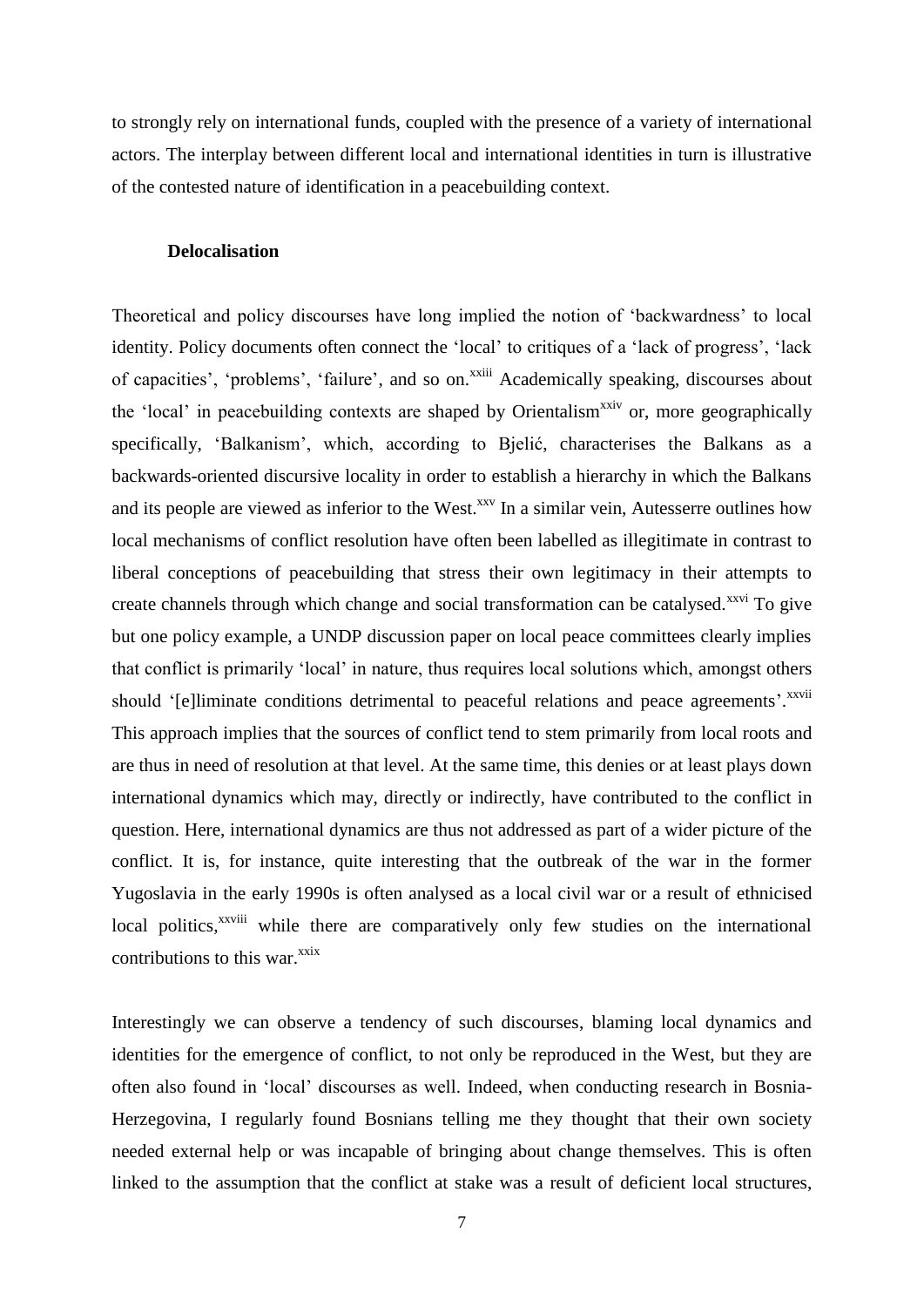to strongly rely on international funds, coupled with the presence of a variety of international actors. The interplay between different local and international identities in turn is illustrative of the contested nature of identification in a peacebuilding context.

**Delocalisation**

Theoretical and policy discourses have long implied the notion of 'backwardness' to local identity. Policy documents often connect the 'local' to critiques of a 'lack of progress', 'lack of capacities', 'problems', 'failure', and so on.[xxiii] Academically speaking, discourses about the 'local' in peacebuilding contexts are shaped by Orientalism[xxiv] or, more geographically specifically, 'Balkanism', which, according to Bjelić, characterises the Balkans as a backwards-oriented discursive locality in order to establish a hierarchy in which the Balkans and its people are viewed as inferior to the West.[xxv] In a similar vein, Autesserre outlines how local mechanisms of conflict resolution have often been labelled as illegitimate in contrast to liberal conceptions of peacebuilding that stress their own legitimacy in their attempts to create channels through which change and social transformation can be catalysed.[xxvi] To give but one policy example, a UNDP discussion paper on local peace committees clearly implies that conflict is primarily 'local' in nature, thus requires local solutions which, amongst others should '[e]liminate conditions detrimental to peaceful relations and peace agreements'.[xxvii] This approach implies that the sources of conflict tend to stem primarily from local roots and are thus in need of resolution at that level. At the same time, this denies or at least plays down international dynamics which may, directly or indirectly, have contributed to the conflict in question. Here, international dynamics are thus not addressed as part of a wider picture of the conflict. It is, for instance, quite interesting that the outbreak of the war in the former Yugoslavia in the early 1990s is often analysed as a local civil war or a result of ethnicised local politics,[xxviii] while there are comparatively only few studies on the international contributions to this war.[xxix]

Interestingly we can observe a tendency of such discourses, blaming local dynamics and identities for the emergence of conflict, to not only be reproduced in the West, but they are often also found in 'local' discourses as well. Indeed, when conducting research in Bosnia-Herzegovina, I regularly found Bosnians telling me they thought that their own society needed external help or was incapable of bringing about change themselves. This is often linked to the assumption that the conflict at stake was a result of deficient local structures,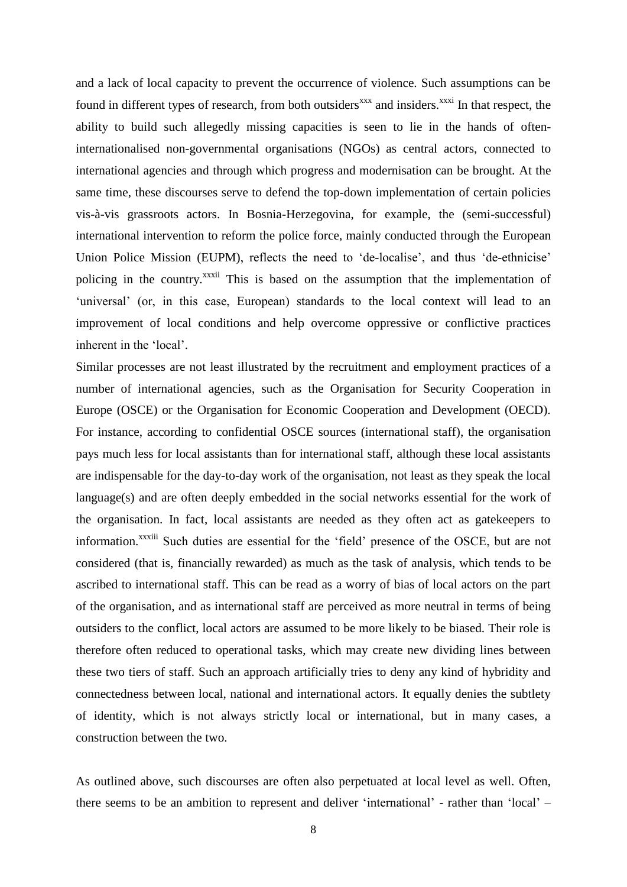and a lack of local capacity to prevent the occurrence of violence. Such assumptions can be found in different types of research, from both outsiders[xxx] and insiders.[xxxi] In that respect, the ability to build such allegedly missing capacities is seen to lie in the hands of often-internationalised non-governmental organisations (NGOs) as central actors, connected to international agencies and through which progress and modernisation can be brought. At the same time, these discourses serve to defend the top-down implementation of certain policies vis-à-vis grassroots actors. In Bosnia-Herzegovina, for example, the (semi-successful) international intervention to reform the police force, mainly conducted through the European Union Police Mission (EUPM), reflects the need to 'de-localise', and thus 'de-ethnicise' policing in the country.[xxxii] This is based on the assumption that the implementation of 'universal' (or, in this case, European) standards to the local context will lead to an improvement of local conditions and help overcome oppressive or conflictive practices inherent in the 'local'.

Similar processes are not least illustrated by the recruitment and employment practices of a number of international agencies, such as the Organisation for Security Cooperation in Europe (OSCE) or the Organisation for Economic Cooperation and Development (OECD). For instance, according to confidential OSCE sources (international staff), the organisation pays much less for local assistants than for international staff, although these local assistants are indispensable for the day-to-day work of the organisation, not least as they speak the local language(s) and are often deeply embedded in the social networks essential for the work of the organisation. In fact, local assistants are needed as they often act as gatekeepers to information.[xxxiii] Such duties are essential for the 'field' presence of the OSCE, but are not considered (that is, financially rewarded) as much as the task of analysis, which tends to be ascribed to international staff. This can be read as a worry of bias of local actors on the part of the organisation, and as international staff are perceived as more neutral in terms of being outsiders to the conflict, local actors are assumed to be more likely to be biased. Their role is therefore often reduced to operational tasks, which may create new dividing lines between these two tiers of staff. Such an approach artificially tries to deny any kind of hybridity and connectedness between local, national and international actors. It equally denies the subtlety of identity, which is not always strictly local or international, but in many cases, a construction between the two.

As outlined above, such discourses are often also perpetuated at local level as well. Often, there seems to be an ambition to represent and deliver 'international' - rather than 'local' –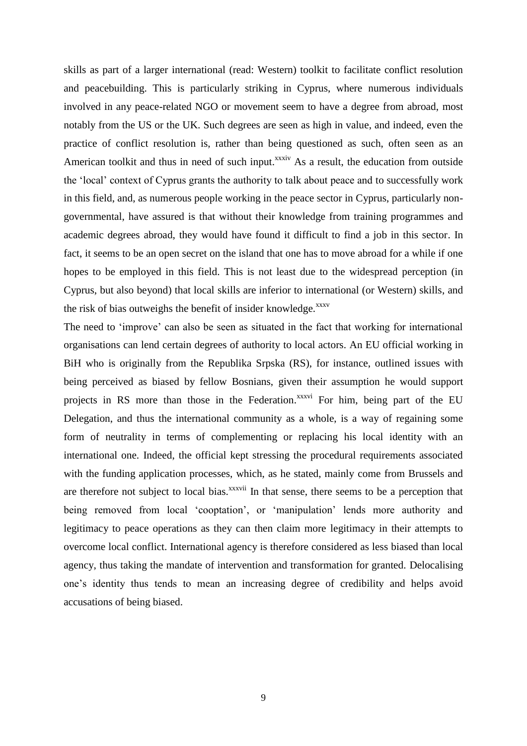skills as part of a larger international (read: Western) toolkit to facilitate conflict resolution and peacebuilding. This is particularly striking in Cyprus, where numerous individuals involved in any peace-related NGO or movement seem to have a degree from abroad, most notably from the US or the UK. Such degrees are seen as high in value, and indeed, even the practice of conflict resolution is, rather than being questioned as such, often seen as an American toolkit and thus in need of such input.[xxxiv] As a result, the education from outside the 'local' context of Cyprus grants the authority to talk about peace and to successfully work in this field, and, as numerous people working in the peace sector in Cyprus, particularly non-governmental, have assured is that without their knowledge from training programmes and academic degrees abroad, they would have found it difficult to find a job in this sector. In fact, it seems to be an open secret on the island that one has to move abroad for a while if one hopes to be employed in this field. This is not least due to the widespread perception (in Cyprus, but also beyond) that local skills are inferior to international (or Western) skills, and the risk of bias outweighs the benefit of insider knowledge.[xxxv]

The need to 'improve' can also be seen as situated in the fact that working for international organisations can lend certain degrees of authority to local actors. An EU official working in BiH who is originally from the Republika Srpska (RS), for instance, outlined issues with being perceived as biased by fellow Bosnians, given their assumption he would support projects in RS more than those in the Federation.[xxxvi] For him, being part of the EU Delegation, and thus the international community as a whole, is a way of regaining some form of neutrality in terms of complementing or replacing his local identity with an international one. Indeed, the official kept stressing the procedural requirements associated with the funding application processes, which, as he stated, mainly come from Brussels and are therefore not subject to local bias.[xxxvii] In that sense, there seems to be a perception that being removed from local 'cooptation', or 'manipulation' lends more authority and legitimacy to peace operations as they can then claim more legitimacy in their attempts to overcome local conflict. International agency is therefore considered as less biased than local agency, thus taking the mandate of intervention and transformation for granted. Delocalising one's identity thus tends to mean an increasing degree of credibility and helps avoid accusations of being biased.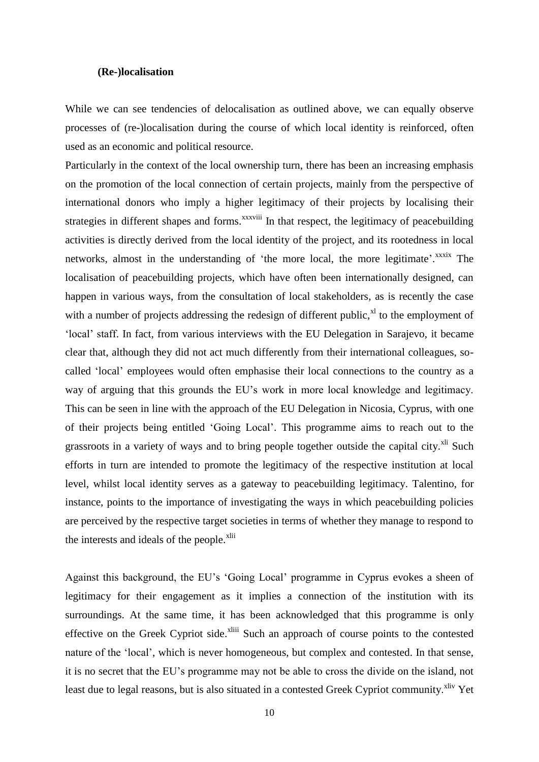### (Re-)localisation

While we can see tendencies of delocalisation as outlined above, we can equally observe processes of (re-)localisation during the course of which local identity is reinforced, often used as an economic and political resource.

Particularly in the context of the local ownership turn, there has been an increasing emphasis on the promotion of the local connection of certain projects, mainly from the perspective of international donors who imply a higher legitimacy of their projects by localising their strategies in different shapes and forms.[xxxviii] In that respect, the legitimacy of peacebuilding activities is directly derived from the local identity of the project, and its rootedness in local networks, almost in the understanding of 'the more local, the more legitimate'.[xxxix] The localisation of peacebuilding projects, which have often been internationally designed, can happen in various ways, from the consultation of local stakeholders, as is recently the case with a number of projects addressing the redesign of different public,[xl] to the employment of 'local' staff. In fact, from various interviews with the EU Delegation in Sarajevo, it became clear that, although they did not act much differently from their international colleagues, so-called 'local' employees would often emphasise their local connections to the country as a way of arguing that this grounds the EU's work in more local knowledge and legitimacy. This can be seen in line with the approach of the EU Delegation in Nicosia, Cyprus, with one of their projects being entitled 'Going Local'. This programme aims to reach out to the grassroots in a variety of ways and to bring people together outside the capital city.[xli] Such efforts in turn are intended to promote the legitimacy of the respective institution at local level, whilst local identity serves as a gateway to peacebuilding legitimacy. Talentino, for instance, points to the importance of investigating the ways in which peacebuilding policies are perceived by the respective target societies in terms of whether they manage to respond to the interests and ideals of the people.[xlii]

Against this background, the EU's 'Going Local' programme in Cyprus evokes a sheen of legitimacy for their engagement as it implies a connection of the institution with its surroundings. At the same time, it has been acknowledged that this programme is only effective on the Greek Cypriot side.[xliii] Such an approach of course points to the contested nature of the 'local', which is never homogeneous, but complex and contested. In that sense, it is no secret that the EU's programme may not be able to cross the divide on the island, not least due to legal reasons, but is also situated in a contested Greek Cypriot community.[xliv] Yet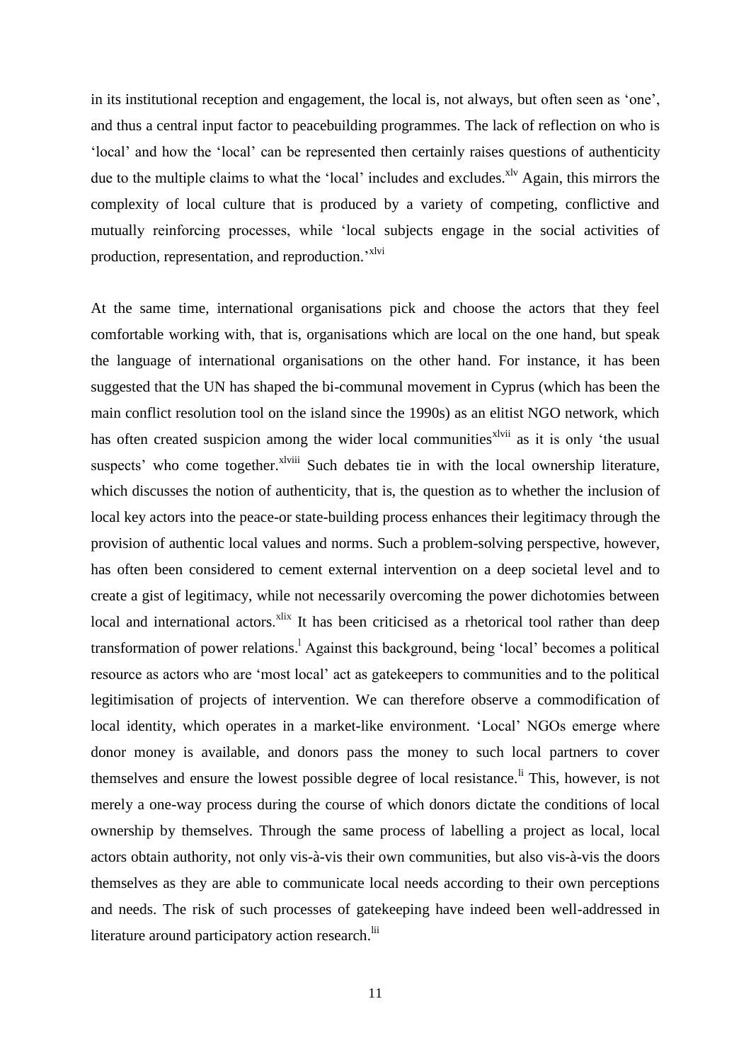in its institutional reception and engagement, the local is, not always, but often seen as 'one', and thus a central input factor to peacebuilding programmes. The lack of reflection on who is 'local' and how the 'local' can be represented then certainly raises questions of authenticity due to the multiple claims to what the 'local' includes and excludes.[xlv] Again, this mirrors the complexity of local culture that is produced by a variety of competing, conflictive and mutually reinforcing processes, while 'local subjects engage in the social activities of production, representation, and reproduction.'[xlvi]

At the same time, international organisations pick and choose the actors that they feel comfortable working with, that is, organisations which are local on the one hand, but speak the language of international organisations on the other hand. For instance, it has been suggested that the UN has shaped the bi-communal movement in Cyprus (which has been the main conflict resolution tool on the island since the 1990s) as an elitist NGO network, which has often created suspicion among the wider local communities[xlvii] as it is only 'the usual suspects' who come together.[xlviii] Such debates tie in with the local ownership literature, which discusses the notion of authenticity, that is, the question as to whether the inclusion of local key actors into the peace-or state-building process enhances their legitimacy through the provision of authentic local values and norms. Such a problem-solving perspective, however, has often been considered to cement external intervention on a deep societal level and to create a gist of legitimacy, while not necessarily overcoming the power dichotomies between local and international actors.[xlix] It has been criticised as a rhetorical tool rather than deep transformation of power relations.[l] Against this background, being 'local' becomes a political resource as actors who are 'most local' act as gatekeepers to communities and to the political legitimisation of projects of intervention. We can therefore observe a commodification of local identity, which operates in a market-like environment. 'Local' NGOs emerge where donor money is available, and donors pass the money to such local partners to cover themselves and ensure the lowest possible degree of local resistance.[li] This, however, is not merely a one-way process during the course of which donors dictate the conditions of local ownership by themselves. Through the same process of labelling a project as local, local actors obtain authority, not only vis-à-vis their own communities, but also vis-à-vis the doors themselves as they are able to communicate local needs according to their own perceptions and needs. The risk of such processes of gatekeeping have indeed been well-addressed in literature around participatory action research.[lii]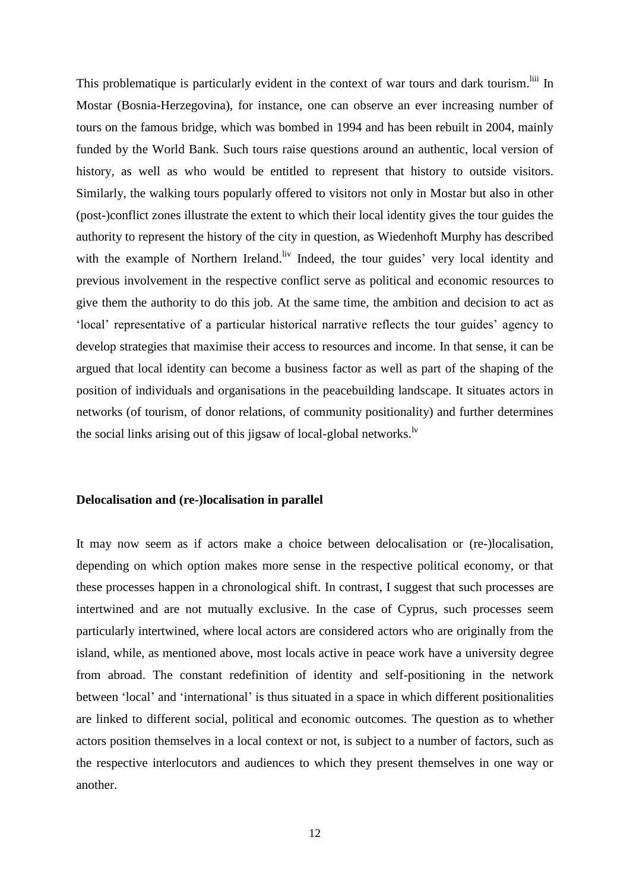This problematique is particularly evident in the context of war tours and dark tourism.[liii] In Mostar (Bosnia-Herzegovina), for instance, one can observe an ever increasing number of tours on the famous bridge, which was bombed in 1994 and has been rebuilt in 2004, mainly funded by the World Bank. Such tours raise questions around an authentic, local version of history, as well as who would be entitled to represent that history to outside visitors. Similarly, the walking tours popularly offered to visitors not only in Mostar but also in other (post-)conflict zones illustrate the extent to which their local identity gives the tour guides the authority to represent the history of the city in question, as Wiedenhoft Murphy has described with the example of Northern Ireland.[liv] Indeed, the tour guides' very local identity and previous involvement in the respective conflict serve as political and economic resources to give them the authority to do this job. At the same time, the ambition and decision to act as 'local' representative of a particular historical narrative reflects the tour guides' agency to develop strategies that maximise their access to resources and income. In that sense, it can be argued that local identity can become a business factor as well as part of the shaping of the position of individuals and organisations in the peacebuilding landscape. It situates actors in networks (of tourism, of donor relations, of community positionality) and further determines the social links arising out of this jigsaw of local-global networks.[lv]

**Delocalisation and (re-)localisation in parallel**

It may now seem as if actors make a choice between delocalisation or (re-)localisation, depending on which option makes more sense in the respective political economy, or that these processes happen in a chronological shift. In contrast, I suggest that such processes are intertwined and are not mutually exclusive. In the case of Cyprus, such processes seem particularly intertwined, where local actors are considered actors who are originally from the island, while, as mentioned above, most locals active in peace work have a university degree from abroad. The constant redefinition of identity and self-positioning in the network between 'local' and 'international' is thus situated in a space in which different positionalities are linked to different social, political and economic outcomes. The question as to whether actors position themselves in a local context or not, is subject to a number of factors, such as the respective interlocutors and audiences to which they present themselves in one way or another.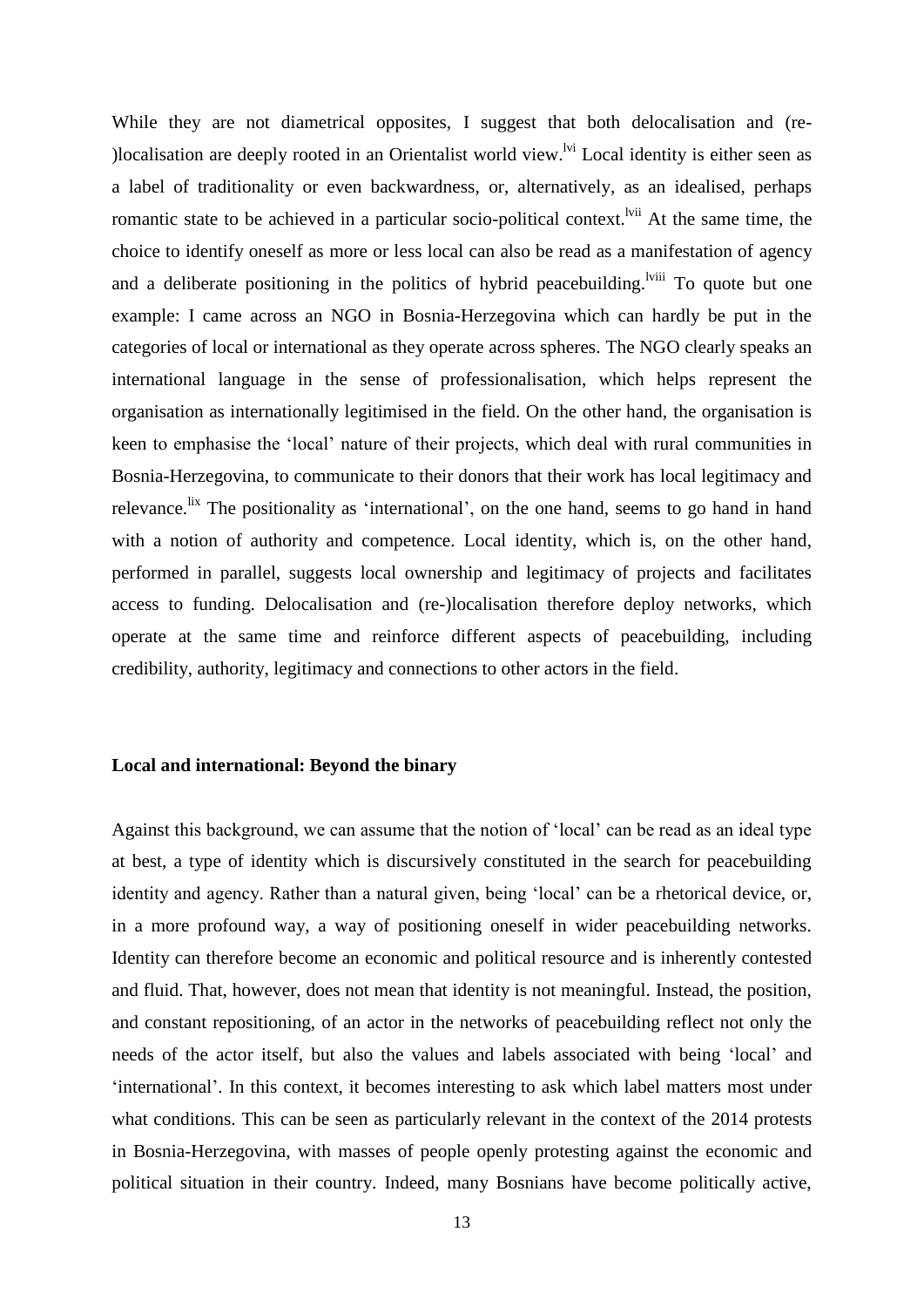While they are not diametrical opposites, I suggest that both delocalisation and (re-)localisation are deeply rooted in an Orientalist world view.[lvi] Local identity is either seen as a label of traditionality or even backwardness, or, alternatively, as an idealised, perhaps romantic state to be achieved in a particular socio-political context.[lvii] At the same time, the choice to identify oneself as more or less local can also be read as a manifestation of agency and a deliberate positioning in the politics of hybrid peacebuilding.[lviii] To quote but one example: I came across an NGO in Bosnia-Herzegovina which can hardly be put in the categories of local or international as they operate across spheres. The NGO clearly speaks an international language in the sense of professionalisation, which helps represent the organisation as internationally legitimised in the field. On the other hand, the organisation is keen to emphasise the 'local' nature of their projects, which deal with rural communities in Bosnia-Herzegovina, to communicate to their donors that their work has local legitimacy and relevance.[lix] The positionality as 'international', on the one hand, seems to go hand in hand with a notion of authority and competence. Local identity, which is, on the other hand, performed in parallel, suggests local ownership and legitimacy of projects and facilitates access to funding. Delocalisation and (re-)localisation therefore deploy networks, which operate at the same time and reinforce different aspects of peacebuilding, including credibility, authority, legitimacy and connections to other actors in the field.

## Local and international: Beyond the binary

Against this background, we can assume that the notion of 'local' can be read as an ideal type at best, a type of identity which is discursively constituted in the search for peacebuilding identity and agency. Rather than a natural given, being 'local' can be a rhetorical device, or, in a more profound way, a way of positioning oneself in wider peacebuilding networks. Identity can therefore become an economic and political resource and is inherently contested and fluid. That, however, does not mean that identity is not meaningful. Instead, the position, and constant repositioning, of an actor in the networks of peacebuilding reflect not only the needs of the actor itself, but also the values and labels associated with being 'local' and 'international'. In this context, it becomes interesting to ask which label matters most under what conditions. This can be seen as particularly relevant in the context of the 2014 protests in Bosnia-Herzegovina, with masses of people openly protesting against the economic and political situation in their country. Indeed, many Bosnians have become politically active,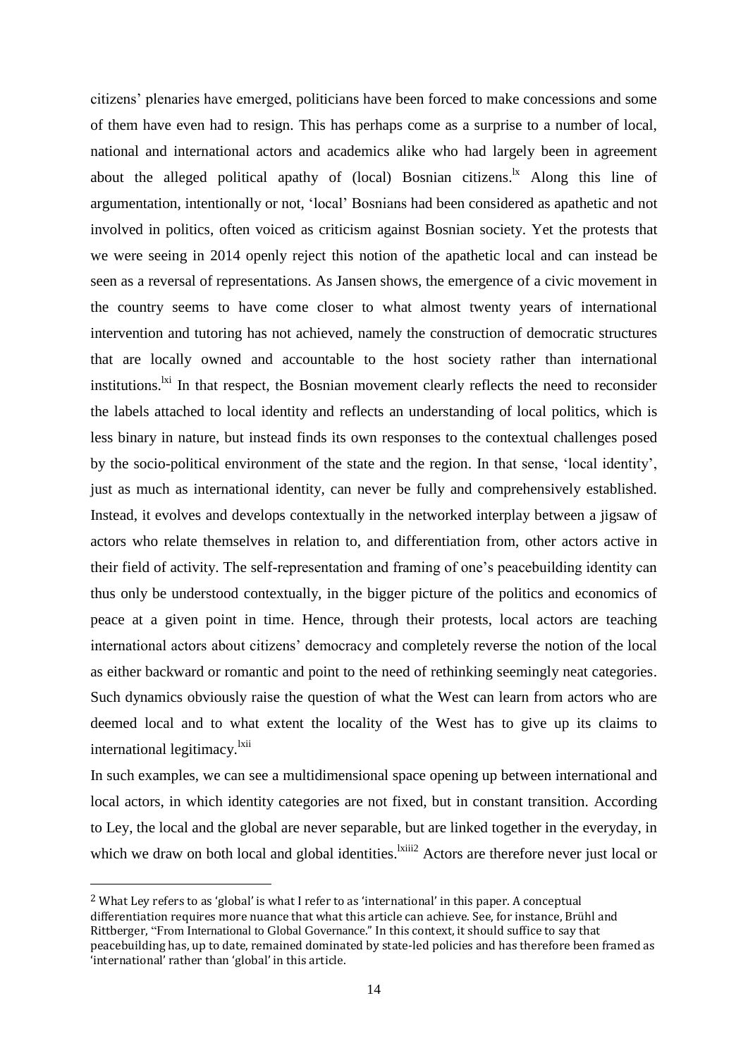citizens' plenaries have emerged, politicians have been forced to make concessions and some of them have even had to resign. This has perhaps come as a surprise to a number of local, national and international actors and academics alike who had largely been in agreement about the alleged political apathy of (local) Bosnian citizens.[lx] Along this line of argumentation, intentionally or not, 'local' Bosnians had been considered as apathetic and not involved in politics, often voiced as criticism against Bosnian society. Yet the protests that we were seeing in 2014 openly reject this notion of the apathetic local and can instead be seen as a reversal of representations. As Jansen shows, the emergence of a civic movement in the country seems to have come closer to what almost twenty years of international intervention and tutoring has not achieved, namely the construction of democratic structures that are locally owned and accountable to the host society rather than international institutions.[lxi] In that respect, the Bosnian movement clearly reflects the need to reconsider the labels attached to local identity and reflects an understanding of local politics, which is less binary in nature, but instead finds its own responses to the contextual challenges posed by the socio-political environment of the state and the region. In that sense, 'local identity', just as much as international identity, can never be fully and comprehensively established. Instead, it evolves and develops contextually in the networked interplay between a jigsaw of actors who relate themselves in relation to, and differentiation from, other actors active in their field of activity. The self-representation and framing of one's peacebuilding identity can thus only be understood contextually, in the bigger picture of the politics and economics of peace at a given point in time. Hence, through their protests, local actors are teaching international actors about citizens' democracy and completely reverse the notion of the local as either backward or romantic and point to the need of rethinking seemingly neat categories. Such dynamics obviously raise the question of what the West can learn from actors who are deemed local and to what extent the locality of the West has to give up its claims to international legitimacy.[lxii]

In such examples, we can see a multidimensional space opening up between international and local actors, in which identity categories are not fixed, but in constant transition. According to Ley, the local and the global are never separable, but are linked together in the everyday, in which we draw on both local and global identities.[lxiii][2] Actors are therefore never just local or

[2] What Ley refers to as 'global' is what I refer to as 'international' in this paper. A conceptual differentiation requires more nuance that what this article can achieve. See, for instance, Brühl and Rittberger, "From International to Global Governance." In this context, it should suffice to say that peacebuilding has, up to date, remained dominated by state-led policies and has therefore been framed as 'international' rather than 'global' in this article.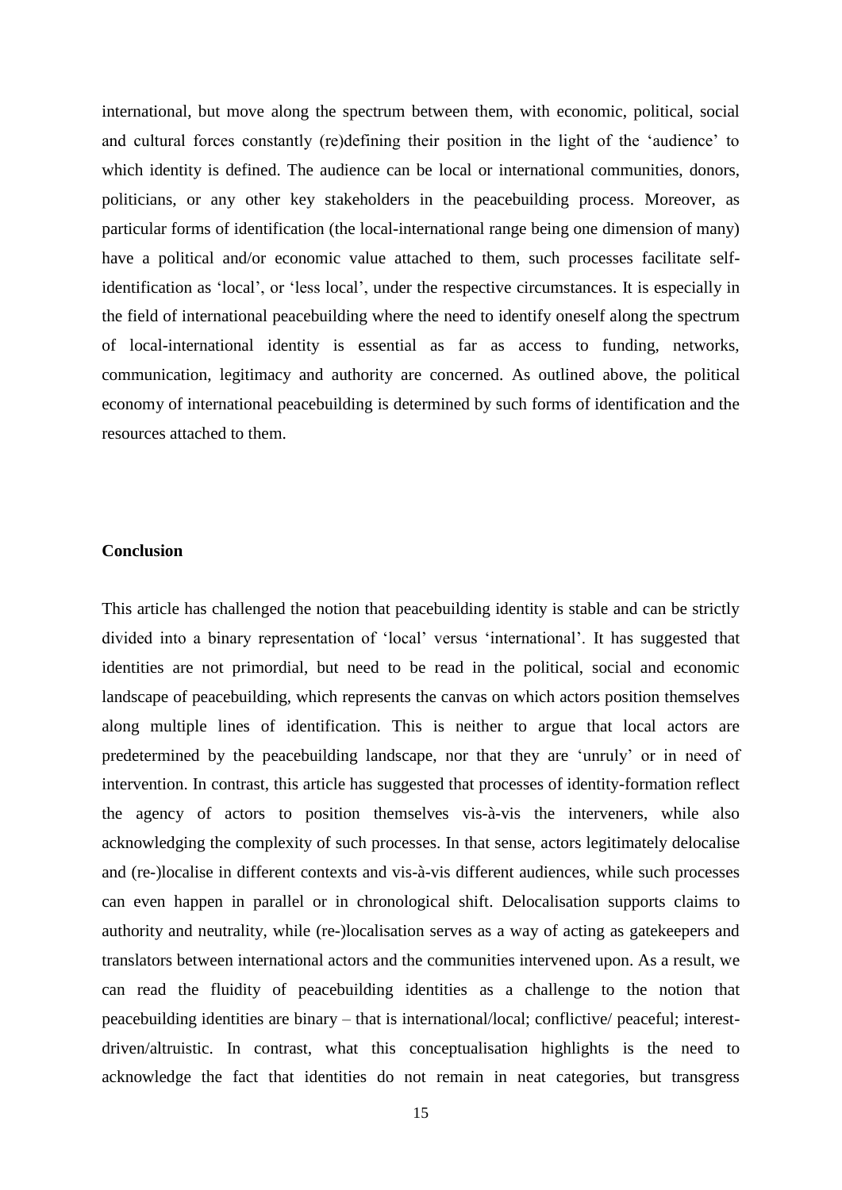international, but move along the spectrum between them, with economic, political, social and cultural forces constantly (re)defining their position in the light of the 'audience' to which identity is defined. The audience can be local or international communities, donors, politicians, or any other key stakeholders in the peacebuilding process. Moreover, as particular forms of identification (the local-international range being one dimension of many) have a political and/or economic value attached to them, such processes facilitate self-identification as 'local', or 'less local', under the respective circumstances. It is especially in the field of international peacebuilding where the need to identify oneself along the spectrum of local-international identity is essential as far as access to funding, networks, communication, legitimacy and authority are concerned. As outlined above, the political economy of international peacebuilding is determined by such forms of identification and the resources attached to them.

## Conclusion

This article has challenged the notion that peacebuilding identity is stable and can be strictly divided into a binary representation of 'local' versus 'international'. It has suggested that identities are not primordial, but need to be read in the political, social and economic landscape of peacebuilding, which represents the canvas on which actors position themselves along multiple lines of identification. This is neither to argue that local actors are predetermined by the peacebuilding landscape, nor that they are 'unruly' or in need of intervention. In contrast, this article has suggested that processes of identity-formation reflect the agency of actors to position themselves vis-à-vis the interveners, while also acknowledging the complexity of such processes. In that sense, actors legitimately delocalise and (re-)localise in different contexts and vis-à-vis different audiences, while such processes can even happen in parallel or in chronological shift. Delocalisation supports claims to authority and neutrality, while (re-)localisation serves as a way of acting as gatekeepers and translators between international actors and the communities intervened upon. As a result, we can read the fluidity of peacebuilding identities as a challenge to the notion that peacebuilding identities are binary – that is international/local; conflictive/ peaceful; interest-driven/altruistic. In contrast, what this conceptualisation highlights is the need to acknowledge the fact that identities do not remain in neat categories, but transgress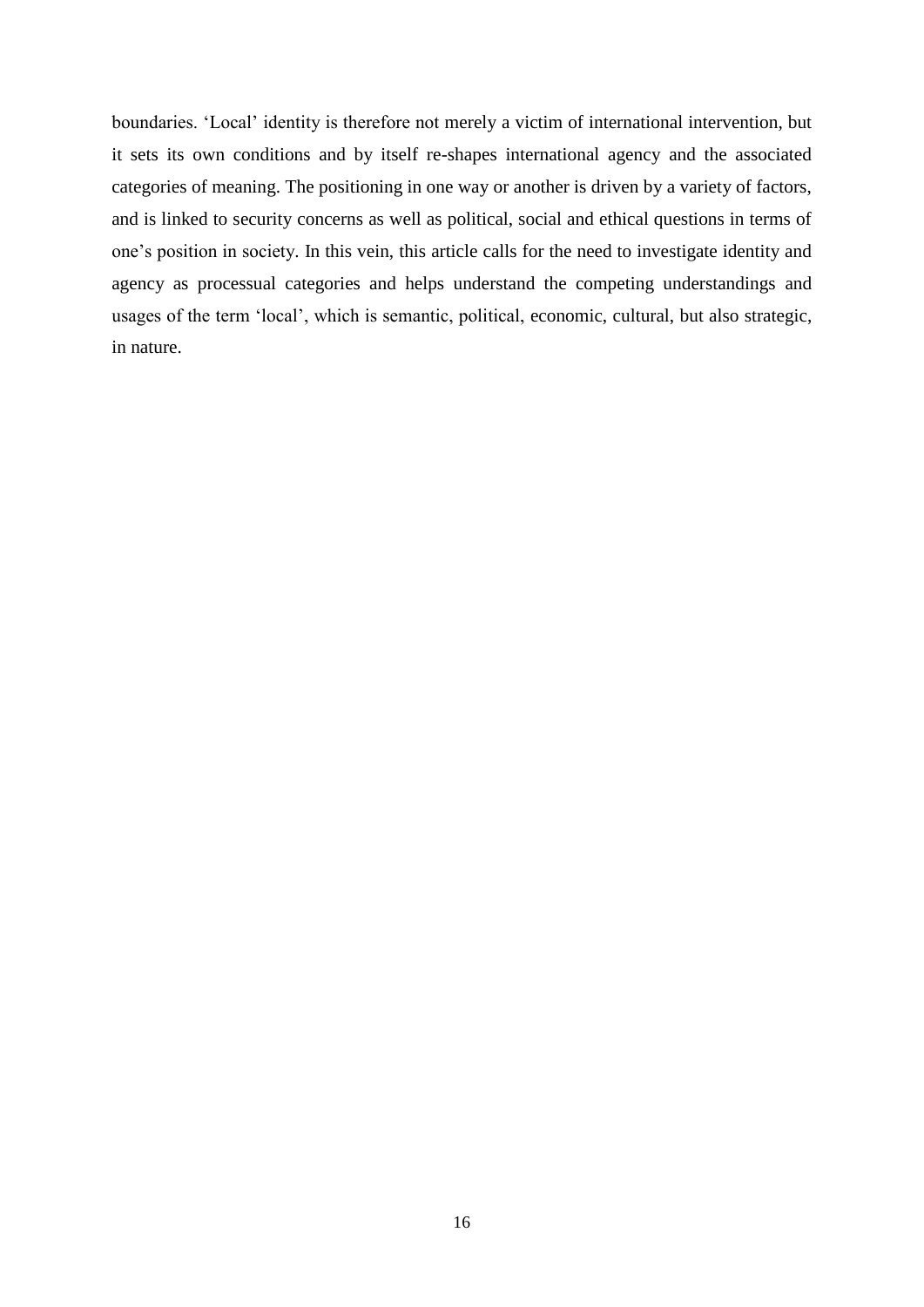boundaries. 'Local' identity is therefore not merely a victim of international intervention, but it sets its own conditions and by itself re-shapes international agency and the associated categories of meaning. The positioning in one way or another is driven by a variety of factors, and is linked to security concerns as well as political, social and ethical questions in terms of one's position in society. In this vein, this article calls for the need to investigate identity and agency as processual categories and helps understand the competing understandings and usages of the term 'local', which is semantic, political, economic, cultural, but also strategic, in nature.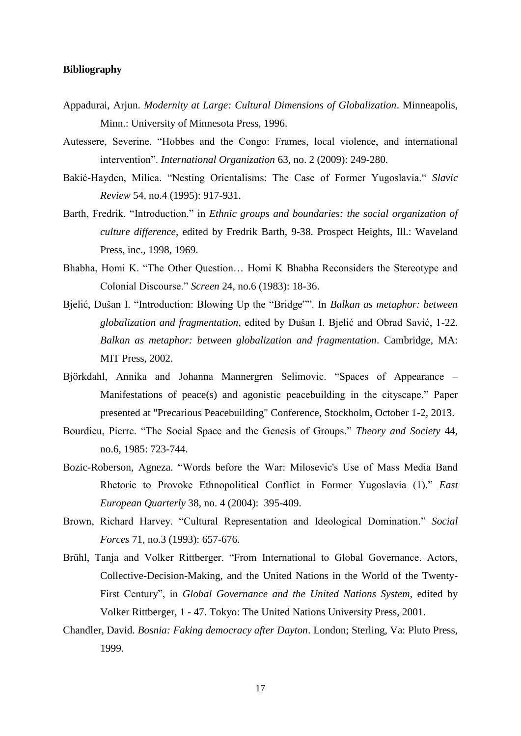**Bibliography**

Appadurai, Arjun. *Modernity at Large: Cultural Dimensions of Globalization*. Minneapolis, Minn.: University of Minnesota Press, 1996.

Autessere, Severine. "Hobbes and the Congo: Frames, local violence, and international intervention". *International Organization* 63, no. 2 (2009): 249-280.

Bakić-Hayden, Milica. "Nesting Orientalisms: The Case of Former Yugoslavia." *Slavic Review* 54, no.4 (1995): 917-931.

Barth, Fredrik. "Introduction." in *Ethnic groups and boundaries: the social organization of culture difference*, edited by Fredrik Barth, 9-38. Prospect Heights, Ill.: Waveland Press, inc., 1998, 1969.

Bhabha, Homi K. "The Other Question… Homi K Bhabha Reconsiders the Stereotype and Colonial Discourse." *Screen* 24, no.6 (1983): 18-36.

Bjelić, Dušan I. "Introduction: Blowing Up the "Bridge"". In *Balkan as metaphor: between globalization and fragmentation*, edited by Dušan I. Bjelić and Obrad Savić, 1-22. *Balkan as metaphor: between globalization and fragmentation*. Cambridge, MA: MIT Press, 2002.

Björkdahl, Annika and Johanna Mannergren Selimovic. "Spaces of Appearance – Manifestations of peace(s) and agonistic peacebuilding in the cityscape." Paper presented at "Precarious Peacebuilding" Conference, Stockholm, October 1-2, 2013.

Bourdieu, Pierre. "The Social Space and the Genesis of Groups." *Theory and Society* 44, no.6, 1985: 723-744.

Bozic-Roberson, Agneza. "Words before the War: Milosevic's Use of Mass Media Band Rhetoric to Provoke Ethnopolitical Conflict in Former Yugoslavia (1)." *East European Quarterly* 38, no. 4 (2004): 395-409.

Brown, Richard Harvey. "Cultural Representation and Ideological Domination." *Social Forces* 71, no.3 (1993): 657-676.

Brühl, Tanja and Volker Rittberger. "From International to Global Governance. Actors, Collective-Decision-Making, and the United Nations in the World of the Twenty-First Century", in *Global Governance and the United Nations System*, edited by Volker Rittberger, 1 - 47. Tokyo: The United Nations University Press, 2001.

Chandler, David. *Bosnia: Faking democracy after Dayton*. London; Sterling, Va: Pluto Press, 1999.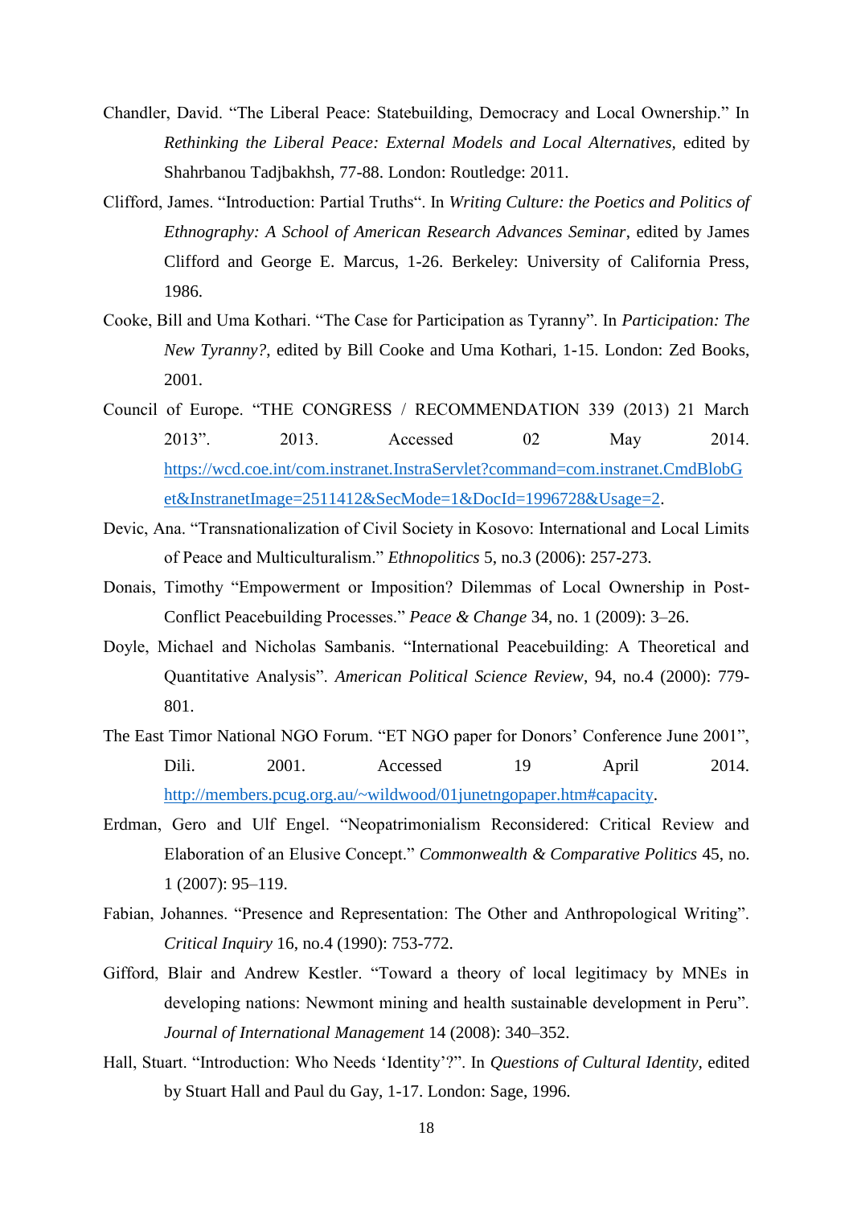Chandler, David. "The Liberal Peace: Statebuilding, Democracy and Local Ownership." In *Rethinking the Liberal Peace: External Models and Local Alternatives*, edited by Shahrbanou Tadjbakhsh, 77-88. London: Routledge: 2011.

Clifford, James. "Introduction: Partial Truths". In *Writing Culture: the Poetics and Politics of Ethnography: A School of American Research Advances Seminar*, edited by James Clifford and George E. Marcus, 1-26. Berkeley: University of California Press, 1986.

Cooke, Bill and Uma Kothari. "The Case for Participation as Tyranny". In *Participation: The New Tyranny?*, edited by Bill Cooke and Uma Kothari, 1-15. London: Zed Books, 2001.

Council of Europe. "THE CONGRESS / RECOMMENDATION 339 (2013) 21 March 2013". 2013. Accessed 02 May 2014. https://wcd.coe.int/com.instranet.InstraServlet?command=com.instranet.CmdBlobGet&InstranetImage=2511412&SecMode=1&DocId=1996728&Usage=2.

Devic, Ana. "Transnationalization of Civil Society in Kosovo: International and Local Limits of Peace and Multiculturalism." *Ethnopolitics* 5, no.3 (2006): 257-273.

Donais, Timothy "Empowerment or Imposition? Dilemmas of Local Ownership in Post-Conflict Peacebuilding Processes." *Peace & Change* 34, no. 1 (2009): 3–26.

Doyle, Michael and Nicholas Sambanis. "International Peacebuilding: A Theoretical and Quantitative Analysis". *American Political Science Review*, 94, no.4 (2000): 779-801.

The East Timor National NGO Forum. "ET NGO paper for Donors' Conference June 2001", Dili. 2001. Accessed 19 April 2014. http://members.pcug.org.au/~wildwood/01junetngopaper.htm#capacity.

Erdman, Gero and Ulf Engel. "Neopatrimonialism Reconsidered: Critical Review and Elaboration of an Elusive Concept." *Commonwealth & Comparative Politics* 45, no. 1 (2007): 95–119.

Fabian, Johannes. "Presence and Representation: The Other and Anthropological Writing". *Critical Inquiry* 16, no.4 (1990): 753-772.

Gifford, Blair and Andrew Kestler. "Toward a theory of local legitimacy by MNEs in developing nations: Newmont mining and health sustainable development in Peru". *Journal of International Management* 14 (2008): 340–352.

Hall, Stuart. "Introduction: Who Needs 'Identity'?". In *Questions of Cultural Identity*, edited by Stuart Hall and Paul du Gay, 1-17. London: Sage, 1996.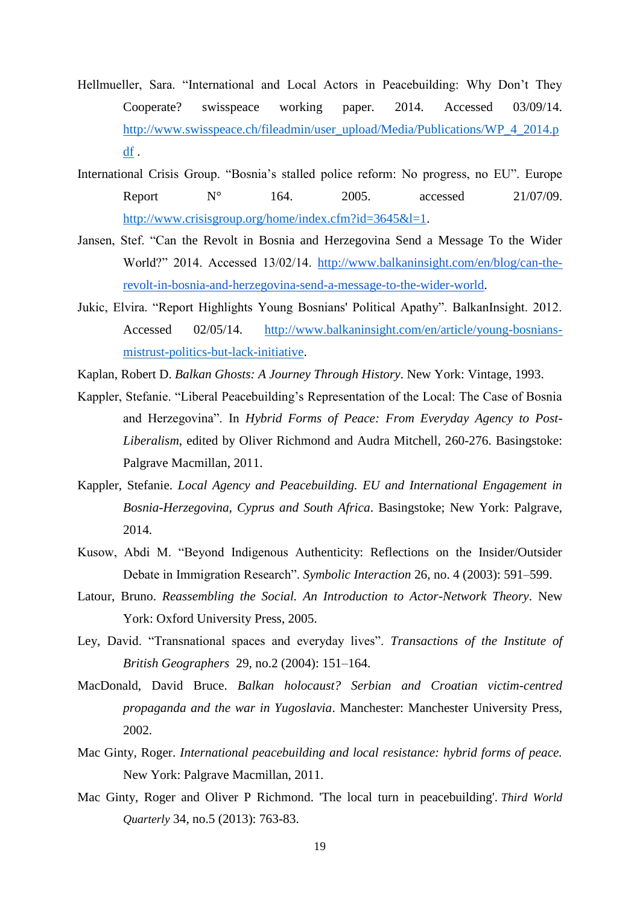Hellmueller, Sara. "International and Local Actors in Peacebuilding: Why Don't They Cooperate? swisspeace working paper. 2014. Accessed 03/09/14. http://www.swisspeace.ch/fileadmin/user_upload/Media/Publications/WP_4_2014.pdf .

International Crisis Group. "Bosnia's stalled police reform: No progress, no EU". Europe Report N° 164. 2005. accessed 21/07/09. http://www.crisisgroup.org/home/index.cfm?id=3645&l=1.

Jansen, Stef. "Can the Revolt in Bosnia and Herzegovina Send a Message To the Wider World?" 2014. Accessed 13/02/14. http://www.balkaninsight.com/en/blog/can-the-revolt-in-bosnia-and-herzegovina-send-a-message-to-the-wider-world.

Jukic, Elvira. "Report Highlights Young Bosnians' Political Apathy". BalkanInsight. 2012. Accessed 02/05/14. http://www.balkaninsight.com/en/article/young-bosnians-mistrust-politics-but-lack-initiative.

Kaplan, Robert D. *Balkan Ghosts: A Journey Through History*. New York: Vintage, 1993.

Kappler, Stefanie. "Liberal Peacebuilding's Representation of the Local: The Case of Bosnia and Herzegovina". In *Hybrid Forms of Peace: From Everyday Agency to Post-Liberalism*, edited by Oliver Richmond and Audra Mitchell, 260-276. Basingstoke: Palgrave Macmillan, 2011.

Kappler, Stefanie. *Local Agency and Peacebuilding. EU and International Engagement in Bosnia-Herzegovina, Cyprus and South Africa*. Basingstoke; New York: Palgrave, 2014.

Kusow, Abdi M. "Beyond Indigenous Authenticity: Reflections on the Insider/Outsider Debate in Immigration Research". *Symbolic Interaction* 26, no. 4 (2003): 591–599.

Latour, Bruno. *Reassembling the Social. An Introduction to Actor-Network Theory*. New York: Oxford University Press, 2005.

Ley, David. "Transnational spaces and everyday lives". *Transactions of the Institute of British Geographers* 29, no.2 (2004): 151–164.

MacDonald, David Bruce. *Balkan holocaust? Serbian and Croatian victim-centred propaganda and the war in Yugoslavia*. Manchester: Manchester University Press, 2002.

Mac Ginty, Roger. *International peacebuilding and local resistance: hybrid forms of peace.* New York: Palgrave Macmillan, 2011.

Mac Ginty, Roger and Oliver P Richmond. 'The local turn in peacebuilding'. *Third World Quarterly* 34, no.5 (2013): 763-83.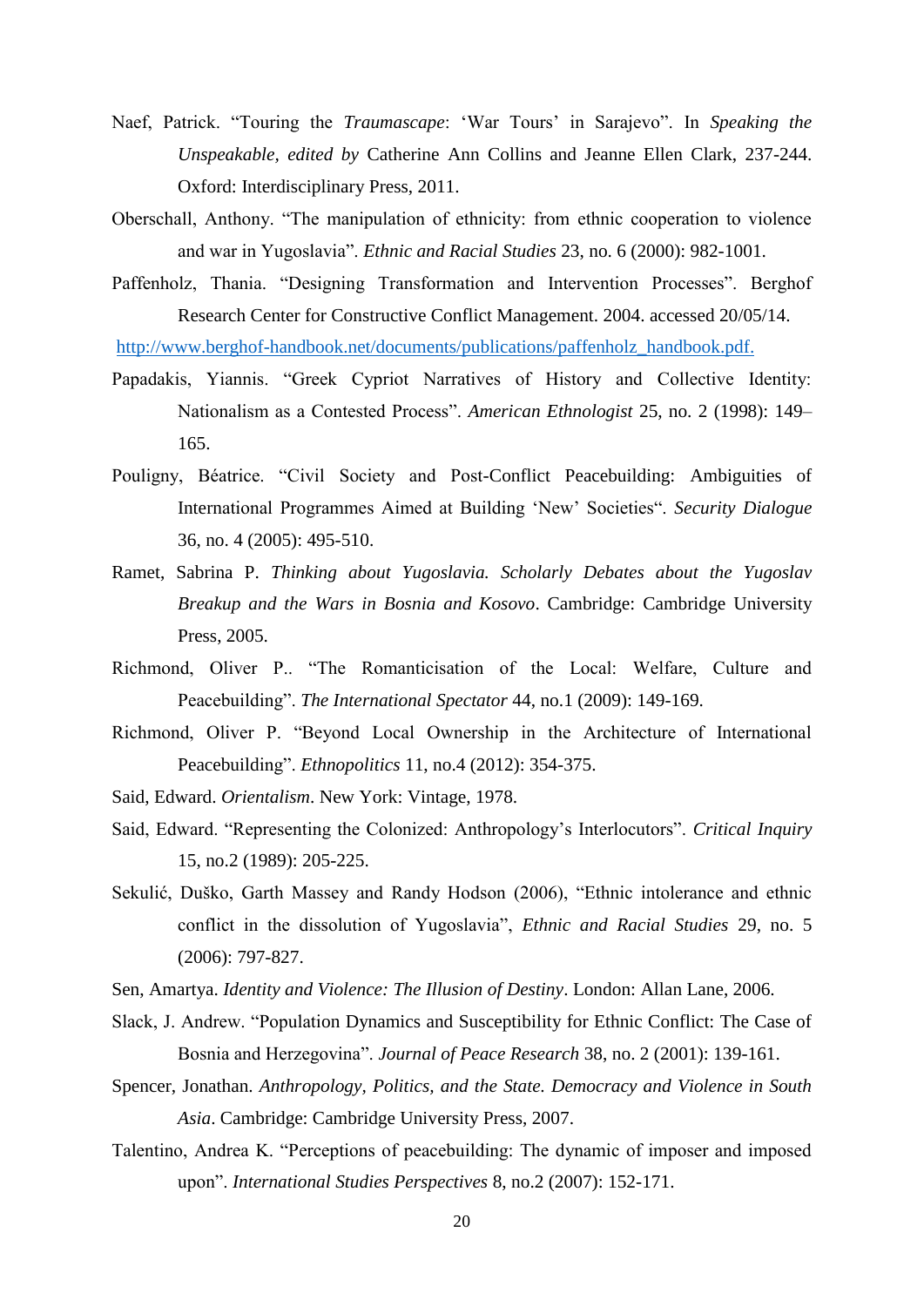Naef, Patrick. “Touring the *Traumascape*: ‘War Tours’ in Sarajevo”. In *Speaking the Unspeakable, edited by* Catherine Ann Collins and Jeanne Ellen Clark, 237-244. Oxford: Interdisciplinary Press, 2011.

Oberschall, Anthony. “The manipulation of ethnicity: from ethnic cooperation to violence and war in Yugoslavia”. *Ethnic and Racial Studies* 23, no. 6 (2000): 982-1001.

Paffenholz, Thania. “Designing Transformation and Intervention Processes”. Berghof Research Center for Constructive Conflict Management. 2004. accessed 20/05/14. http://www.berghof-handbook.net/documents/publications/paffenholz_handbook.pdf.

Papadakis, Yiannis. “Greek Cypriot Narratives of History and Collective Identity: Nationalism as a Contested Process”. *American Ethnologist* 25, no. 2 (1998): 149–165.

Pouligny, Béatrice. “Civil Society and Post-Conflict Peacebuilding: Ambiguities of International Programmes Aimed at Building ‘New’ Societies“. *Security Dialogue* 36, no. 4 (2005): 495-510.

Ramet, Sabrina P. *Thinking about Yugoslavia. Scholarly Debates about the Yugoslav Breakup and the Wars in Bosnia and Kosovo*. Cambridge: Cambridge University Press, 2005.

Richmond, Oliver P.. “The Romanticisation of the Local: Welfare, Culture and Peacebuilding”. *The International Spectator* 44, no.1 (2009): 149-169.

Richmond, Oliver P. “Beyond Local Ownership in the Architecture of International Peacebuilding”. *Ethnopolitics* 11, no.4 (2012): 354-375.

Said, Edward. *Orientalism*. New York: Vintage, 1978.

Said, Edward. “Representing the Colonized: Anthropology’s Interlocutors”. *Critical Inquiry* 15, no.2 (1989): 205-225.

Sekulić, Duško, Garth Massey and Randy Hodson (2006), “Ethnic intolerance and ethnic conflict in the dissolution of Yugoslavia”, *Ethnic and Racial Studies* 29, no. 5 (2006): 797-827.

Sen, Amartya. *Identity and Violence: The Illusion of Destiny*. London: Allan Lane, 2006.

Slack, J. Andrew. “Population Dynamics and Susceptibility for Ethnic Conflict: The Case of Bosnia and Herzegovina”. *Journal of Peace Research* 38, no. 2 (2001): 139-161.

Spencer, Jonathan. *Anthropology, Politics, and the State. Democracy and Violence in South Asia*. Cambridge: Cambridge University Press, 2007.

Talentino, Andrea K. “Perceptions of peacebuilding: The dynamic of imposer and imposed upon”. *International Studies Perspectives* 8, no.2 (2007): 152-171.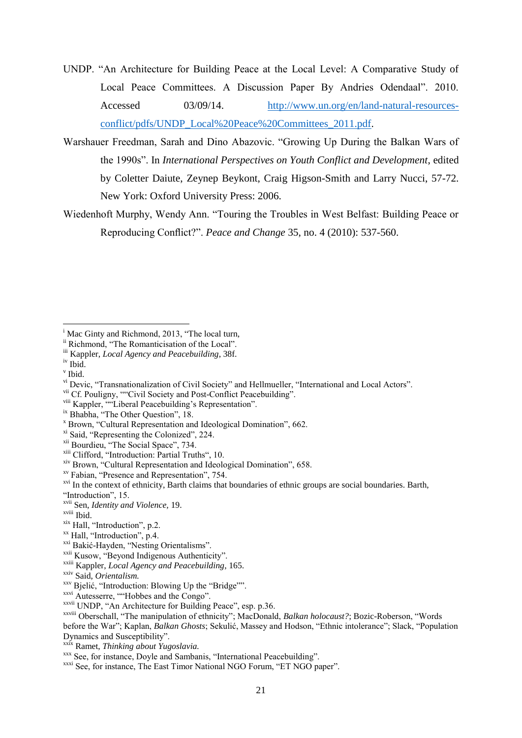UNDP. "An Architecture for Building Peace at the Local Level: A Comparative Study of Local Peace Committees. A Discussion Paper By Andries Odendaal". 2010. Accessed 03/09/14. http://www.un.org/en/land-natural-resources-conflict/pdfs/UNDP_Local%20Peace%20Committees_2011.pdf.

Warshauer Freedman, Sarah and Dino Abazovic. "Growing Up During the Balkan Wars of the 1990s". In *International Perspectives on Youth Conflict and Development*, edited by Coletter Daiute, Zeynep Beykont, Craig Higson-Smith and Larry Nucci, 57-72. New York: Oxford University Press: 2006.

Wiedenhoft Murphy, Wendy Ann. "Touring the Troubles in West Belfast: Building Peace or Reproducing Conflict?". *Peace and Change* 35, no. 4 (2010): 537-560.

---

[i] Mac Ginty and Richmond, 2013, "The local turn,

[ii] Richmond, "The Romanticisation of the Local".

[iii] Kappler, *Local Agency and Peacebuilding*, 38f.

[iv] Ibid.

[v] Ibid.

[vi] Devic, "Transnationalization of Civil Society" and Hellmueller, "International and Local Actors".

[vii] Cf. Pouligny, ""Civil Society and Post-Conflict Peacebuilding".

[viii] Kappler, ""Liberal Peacebuilding's Representation".

[ix] Bhabha, "The Other Question", 18.

[x] Brown, "Cultural Representation and Ideological Domination", 662.

[xi] Said, "Representing the Colonized", 224.

[xii] Bourdieu, "The Social Space", 734.

[xiii] Clifford, "Introduction: Partial Truths", 10.

[xiv] Brown, "Cultural Representation and Ideological Domination", 658.

[xv] Fabian, "Presence and Representation", 754.

[xvi] In the context of ethnicity, Barth claims that boundaries of ethnic groups are social boundaries. Barth, "Introduction", 15.

[xvii] Sen, *Identity and Violence,* 19.

[xviii] Ibid.

[xix] Hall, "Introduction", p.2.

[xx] Hall, "Introduction", p.4.

[xxi] Bakić-Hayden, "Nesting Orientalisms".

[xxii] Kusow, "Beyond Indigenous Authenticity".

[xxiii] Kappler, *Local Agency and Peacebuilding*, 165.

[xxiv] Said, *Orientalism.*

[xxv] Bjelić, "Introduction: Blowing Up the "Bridge"".

[xxvi] Autesserre, ""Hobbes and the Congo".

[xxvii] UNDP, "An Architecture for Building Peace", esp. p.36.

[xxviii] Oberschall, "The manipulation of ethnicity"; MacDonald, *Balkan holocaust?*; Bozic-Roberson, "Words before the War"; Kaplan, *Balkan Ghosts*; Sekulić, Massey and Hodson, "Ethnic intolerance"; Slack, "Population Dynamics and Susceptibility".

[xxix] Ramet, *Thinking about Yugoslavia.*

[xxx] See, for instance, Doyle and Sambanis, "International Peacebuilding".

[xxxi] See, for instance, The East Timor National NGO Forum, "ET NGO paper".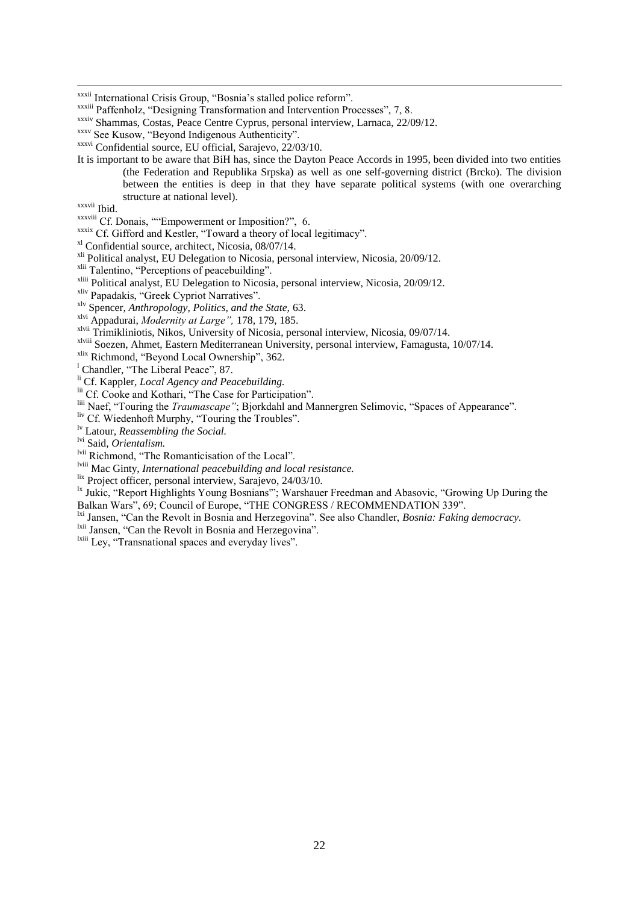[xxxii] International Crisis Group, "Bosnia's stalled police reform".

[xxxiii] Paffenholz, "Designing Transformation and Intervention Processes", 7, 8.

[xxxiv] Shammas, Costas, Peace Centre Cyprus, personal interview, Larnaca, 22/09/12.

[xxxv] See Kusow, "Beyond Indigenous Authenticity".

[xxxvi] Confidential source, EU official, Sarajevo, 22/03/10.

It is important to be aware that BiH has, since the Dayton Peace Accords in 1995, been divided into two entities (the Federation and Republika Srpska) as well as one self-governing district (Brcko). The division between the entities is deep in that they have separate political systems (with one overarching structure at national level).

[xxxvii] Ibid.

[xxxviii] Cf. Donais, ""Empowerment or Imposition?", 6.

[xxxix] Cf. Gifford and Kestler, "Toward a theory of local legitimacy".

[xl] Confidential source, architect, Nicosia, 08/07/14.

[xli] Political analyst, EU Delegation to Nicosia, personal interview, Nicosia, 20/09/12.

[xlii] Talentino, "Perceptions of peacebuilding".

[xliii] Political analyst, EU Delegation to Nicosia, personal interview, Nicosia, 20/09/12.

[xliv] Papadakis, "Greek Cypriot Narratives".

[xlv] Spencer, *Anthropology, Politics, and the State,* 63.

[xlvi] Appadurai, *Modernity at Large",* 178, 179, 185.

[xlvii] Trimikliniotis, Nikos, University of Nicosia, personal interview, Nicosia, 09/07/14.

[xlviii] Soezen, Ahmet, Eastern Mediterranean University, personal interview, Famagusta, 10/07/14.

[xlix] Richmond, "Beyond Local Ownership", 362.

[l] Chandler, "The Liberal Peace", 87.

[li] Cf. Kappler, *Local Agency and Peacebuilding.*

[lii] Cf. Cooke and Kothari, "The Case for Participation".

[liii] Naef, "Touring the *Traumascape"*; Bjorkdahl and Mannergren Selimovic, "Spaces of Appearance".

[liv] Cf. Wiedenhoft Murphy, "Touring the Troubles".

[lv] Latour, *Reassembling the Social.*

[lvi] Said, *Orientalism.*

[lvii] Richmond, "The Romanticisation of the Local".

[lviii] Mac Ginty, *International peacebuilding and local resistance.*

[lix] Project officer, personal interview, Sarajevo, 24/03/10.

[lx] Jukic, "Report Highlights Young Bosnians'"; Warshauer Freedman and Abasovic, "Growing Up During the Balkan Wars", 69; Council of Europe, "THE CONGRESS / RECOMMENDATION 339".

[lxi] Jansen, "Can the Revolt in Bosnia and Herzegovina". See also Chandler, *Bosnia: Faking democracy.*

[lxii] Jansen, "Can the Revolt in Bosnia and Herzegovina".

[lxiii] Ley, "Transnational spaces and everyday lives".